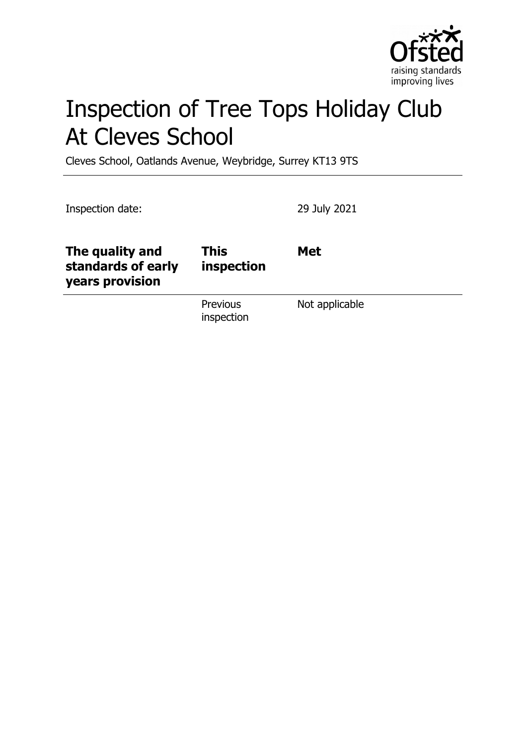# Inspection of Tree Tops Holiday Club At Cleves School

Cleves School, Oatlands Avenue, Weybridge, Surrey KT13 9TS

Inspection date: 29 July 2021

| **The quality and standards of early years provision** | **This inspection** | **Met** |
|---|---|---|
| | Previous inspection | Not applicable |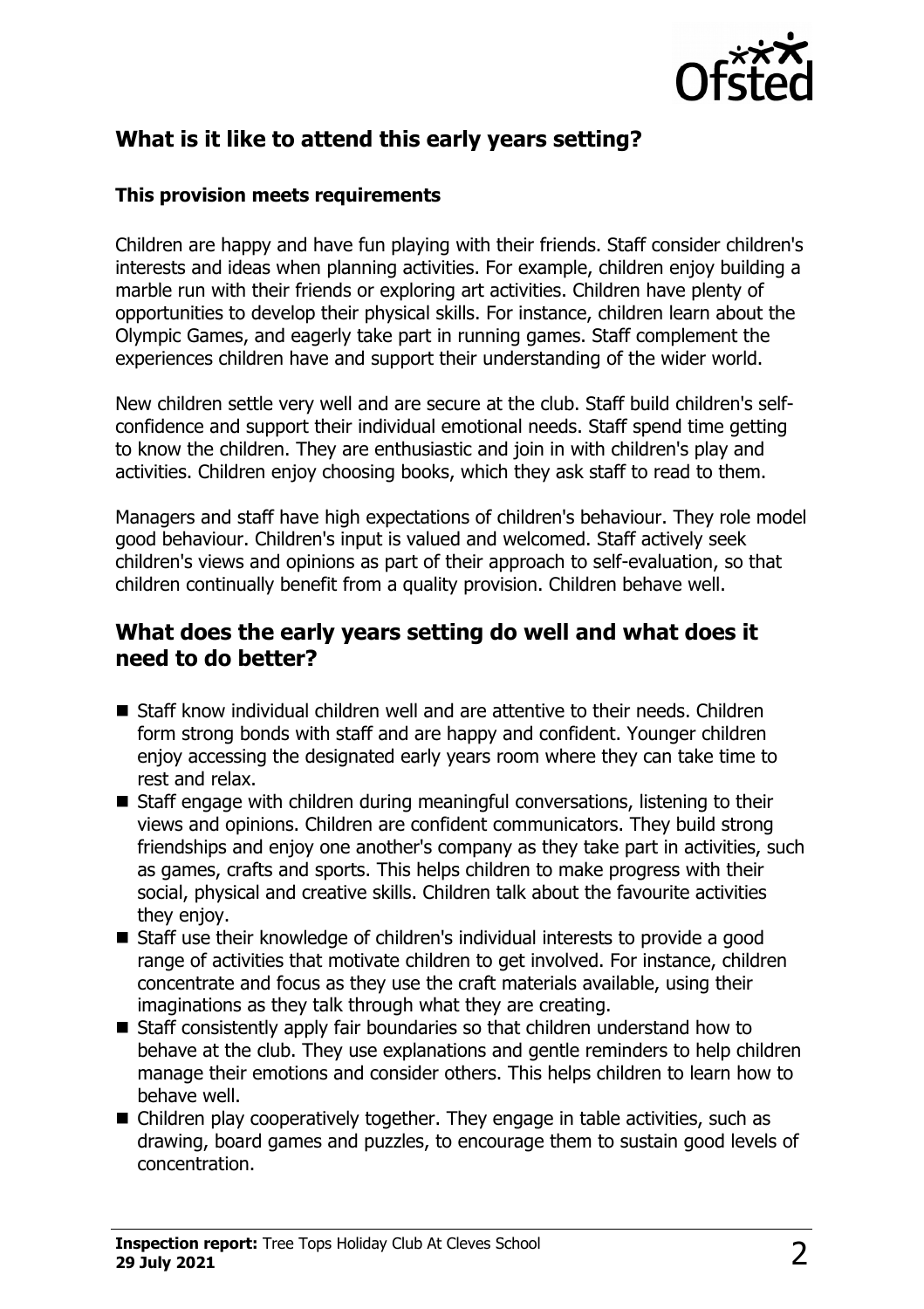## What is it like to attend this early years setting?

### This provision meets requirements

Children are happy and have fun playing with their friends. Staff consider children's interests and ideas when planning activities. For example, children enjoy building a marble run with their friends or exploring art activities. Children have plenty of opportunities to develop their physical skills. For instance, children learn about the Olympic Games, and eagerly take part in running games. Staff complement the experiences children have and support their understanding of the wider world.

New children settle very well and are secure at the club. Staff build children's self-confidence and support their individual emotional needs. Staff spend time getting to know the children. They are enthusiastic and join in with children's play and activities. Children enjoy choosing books, which they ask staff to read to them.

Managers and staff have high expectations of children's behaviour. They role model good behaviour. Children's input is valued and welcomed. Staff actively seek children's views and opinions as part of their approach to self-evaluation, so that children continually benefit from a quality provision. Children behave well.

## What does the early years setting do well and what does it need to do better?

- Staff know individual children well and are attentive to their needs. Children form strong bonds with staff and are happy and confident. Younger children enjoy accessing the designated early years room where they can take time to rest and relax.
- Staff engage with children during meaningful conversations, listening to their views and opinions. Children are confident communicators. They build strong friendships and enjoy one another's company as they take part in activities, such as games, crafts and sports. This helps children to make progress with their social, physical and creative skills. Children talk about the favourite activities they enjoy.
- Staff use their knowledge of children's individual interests to provide a good range of activities that motivate children to get involved. For instance, children concentrate and focus as they use the craft materials available, using their imaginations as they talk through what they are creating.
- Staff consistently apply fair boundaries so that children understand how to behave at the club. They use explanations and gentle reminders to help children manage their emotions and consider others. This helps children to learn how to behave well.
- Children play cooperatively together. They engage in table activities, such as drawing, board games and puzzles, to encourage them to sustain good levels of concentration.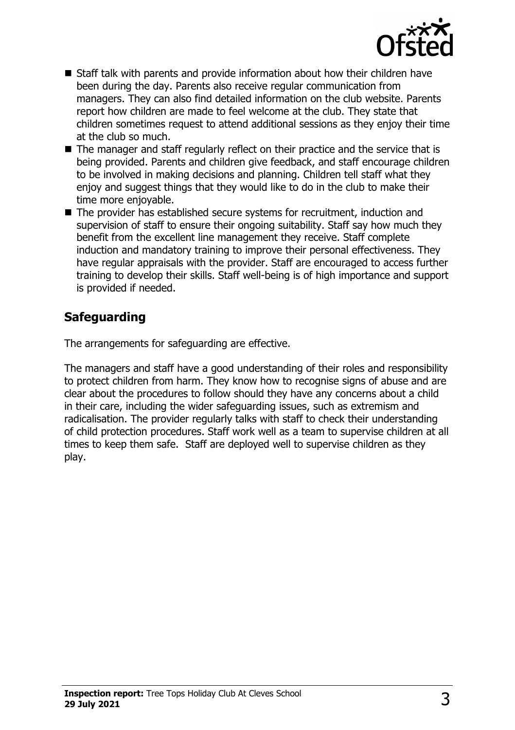- Staff talk with parents and provide information about how their children have been during the day. Parents also receive regular communication from managers. They can also find detailed information on the club website. Parents report how children are made to feel welcome at the club. They state that children sometimes request to attend additional sessions as they enjoy their time at the club so much.
- The manager and staff regularly reflect on their practice and the service that is being provided. Parents and children give feedback, and staff encourage children to be involved in making decisions and planning. Children tell staff what they enjoy and suggest things that they would like to do in the club to make their time more enjoyable.
- The provider has established secure systems for recruitment, induction and supervision of staff to ensure their ongoing suitability. Staff say how much they benefit from the excellent line management they receive. Staff complete induction and mandatory training to improve their personal effectiveness. They have regular appraisals with the provider. Staff are encouraged to access further training to develop their skills. Staff well-being is of high importance and support is provided if needed.

## Safeguarding

The arrangements for safeguarding are effective.

The managers and staff have a good understanding of their roles and responsibility to protect children from harm. They know how to recognise signs of abuse and are clear about the procedures to follow should they have any concerns about a child in their care, including the wider safeguarding issues, such as extremism and radicalisation. The provider regularly talks with staff to check their understanding of child protection procedures. Staff work well as a team to supervise children at all times to keep them safe. Staff are deployed well to supervise children as they play.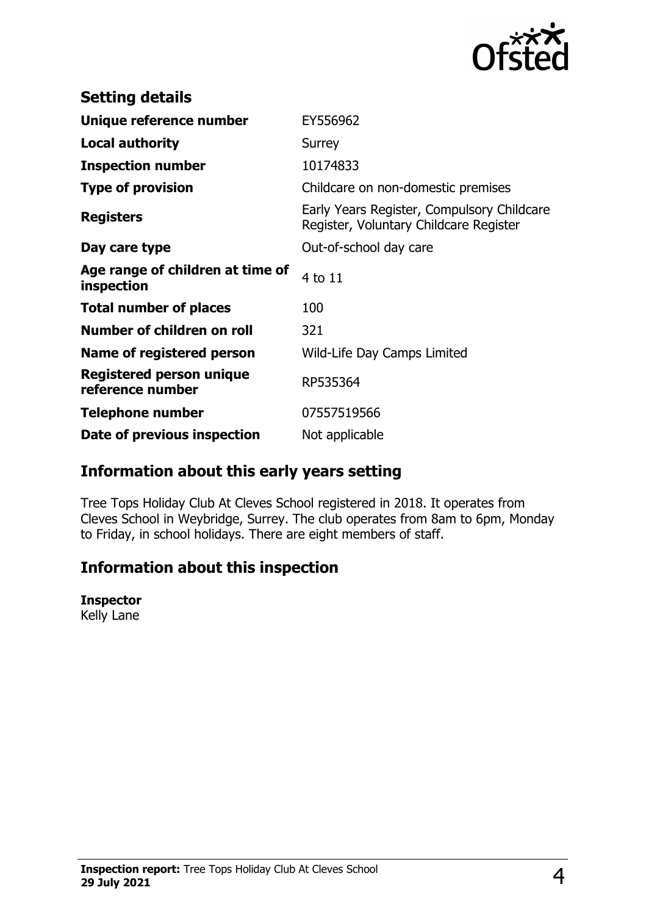## Setting details

| | |
|---|---|
| **Unique reference number** | EY556962 |
| **Local authority** | Surrey |
| **Inspection number** | 10174833 |
| **Type of provision** | Childcare on non-domestic premises |
| **Registers** | Early Years Register, Compulsory Childcare Register, Voluntary Childcare Register |
| **Day care type** | Out-of-school day care |
| **Age range of children at time of inspection** | 4 to 11 |
| **Total number of places** | 100 |
| **Number of children on roll** | 321 |
| **Name of registered person** | Wild-Life Day Camps Limited |
| **Registered person unique reference number** | RP535364 |
| **Telephone number** | 07557519566 |
| **Date of previous inspection** | Not applicable |

## Information about this early years setting

Tree Tops Holiday Club At Cleves School registered in 2018. It operates from Cleves School in Weybridge, Surrey. The club operates from 8am to 6pm, Monday to Friday, in school holidays. There are eight members of staff.

## Information about this inspection

**Inspector**
Kelly Lane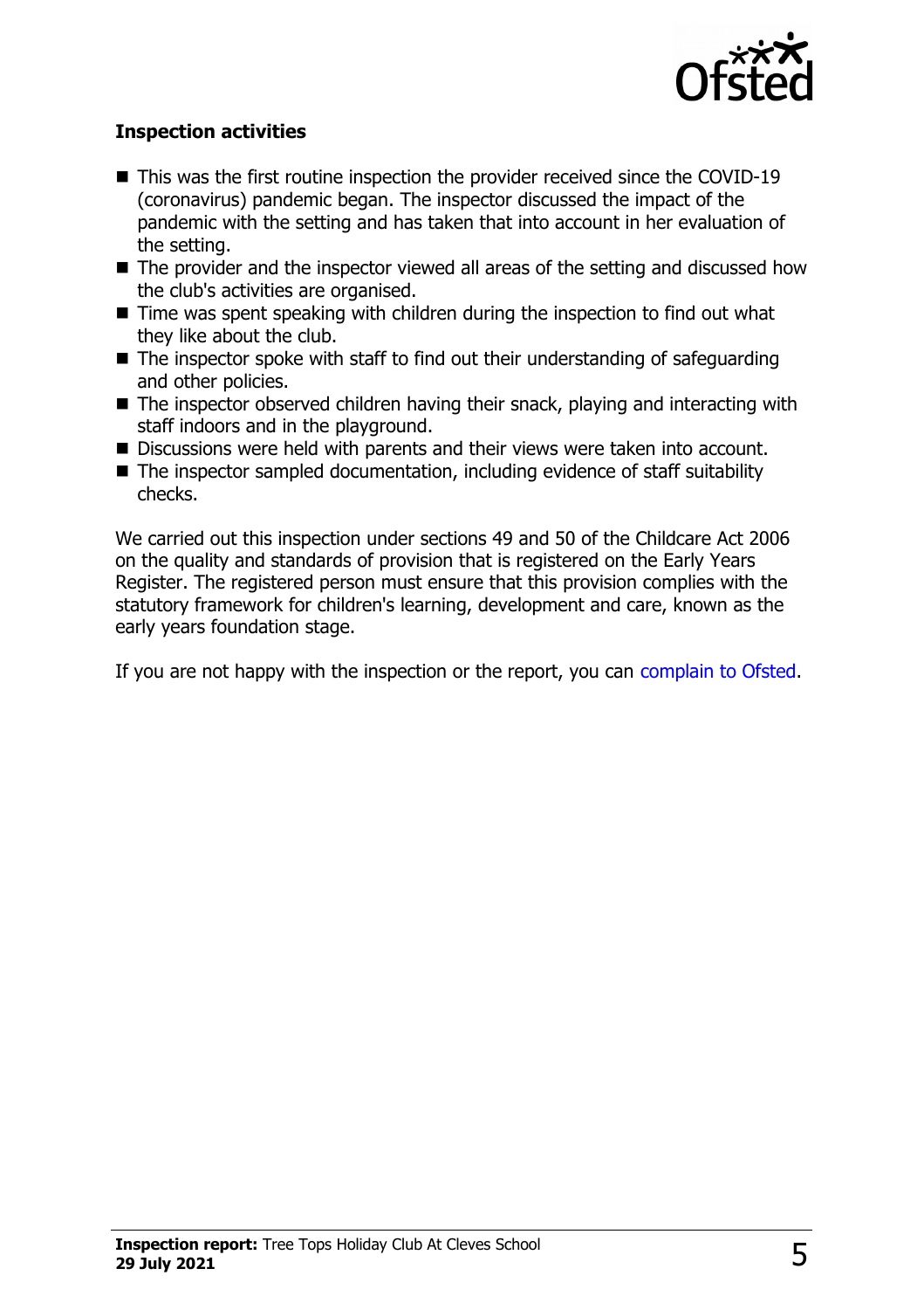### Inspection activities

- This was the first routine inspection the provider received since the COVID-19 (coronavirus) pandemic began. The inspector discussed the impact of the pandemic with the setting and has taken that into account in her evaluation of the setting.
- The provider and the inspector viewed all areas of the setting and discussed how the club's activities are organised.
- Time was spent speaking with children during the inspection to find out what they like about the club.
- The inspector spoke with staff to find out their understanding of safeguarding and other policies.
- The inspector observed children having their snack, playing and interacting with staff indoors and in the playground.
- Discussions were held with parents and their views were taken into account.
- The inspector sampled documentation, including evidence of staff suitability checks.

We carried out this inspection under sections 49 and 50 of the Childcare Act 2006 on the quality and standards of provision that is registered on the Early Years Register. The registered person must ensure that this provision complies with the statutory framework for children's learning, development and care, known as the early years foundation stage.

If you are not happy with the inspection or the report, you can complain to Ofsted.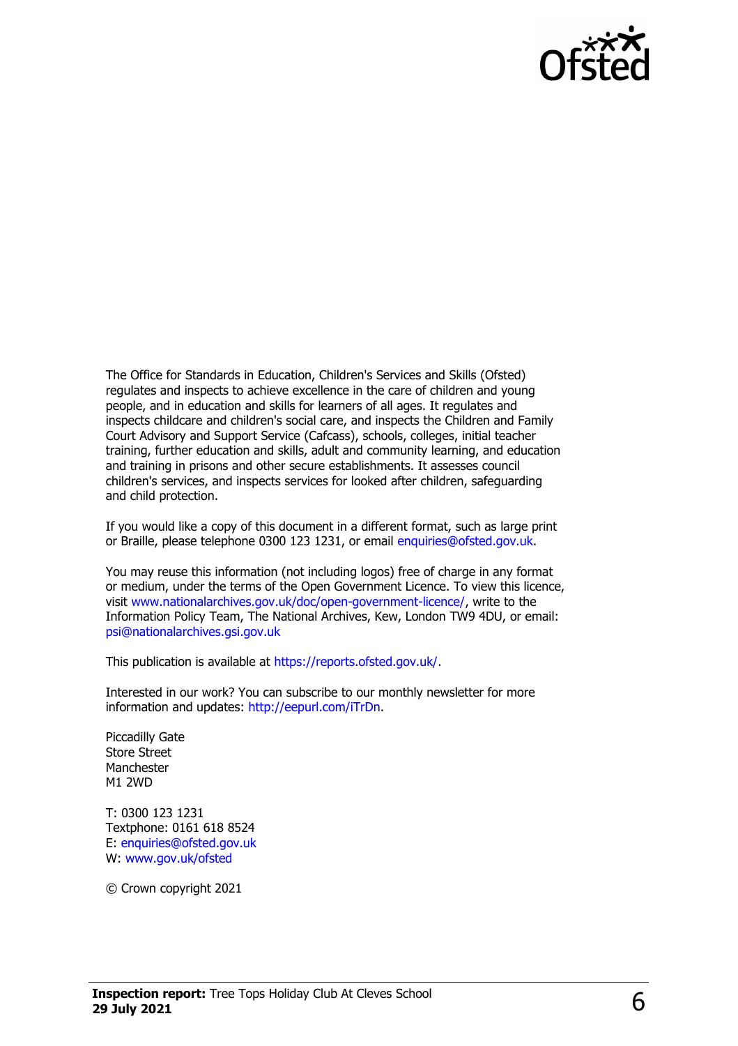The Office for Standards in Education, Children's Services and Skills (Ofsted) regulates and inspects to achieve excellence in the care of children and young people, and in education and skills for learners of all ages. It regulates and inspects childcare and children's social care, and inspects the Children and Family Court Advisory and Support Service (Cafcass), schools, colleges, initial teacher training, further education and skills, adult and community learning, and education and training in prisons and other secure establishments. It assesses council children's services, and inspects services for looked after children, safeguarding and child protection.

If you would like a copy of this document in a different format, such as large print or Braille, please telephone 0300 123 1231, or email enquiries@ofsted.gov.uk.

You may reuse this information (not including logos) free of charge in any format or medium, under the terms of the Open Government Licence. To view this licence, visit www.nationalarchives.gov.uk/doc/open-government-licence/, write to the Information Policy Team, The National Archives, Kew, London TW9 4DU, or email: psi@nationalarchives.gsi.gov.uk

This publication is available at https://reports.ofsted.gov.uk/.

Interested in our work? You can subscribe to our monthly newsletter for more information and updates: http://eepurl.com/iTrDn.

Piccadilly Gate
Store Street
Manchester
M1 2WD

T: 0300 123 1231
Textphone: 0161 618 8524
E: enquiries@ofsted.gov.uk
W: www.gov.uk/ofsted

© Crown copyright 2021